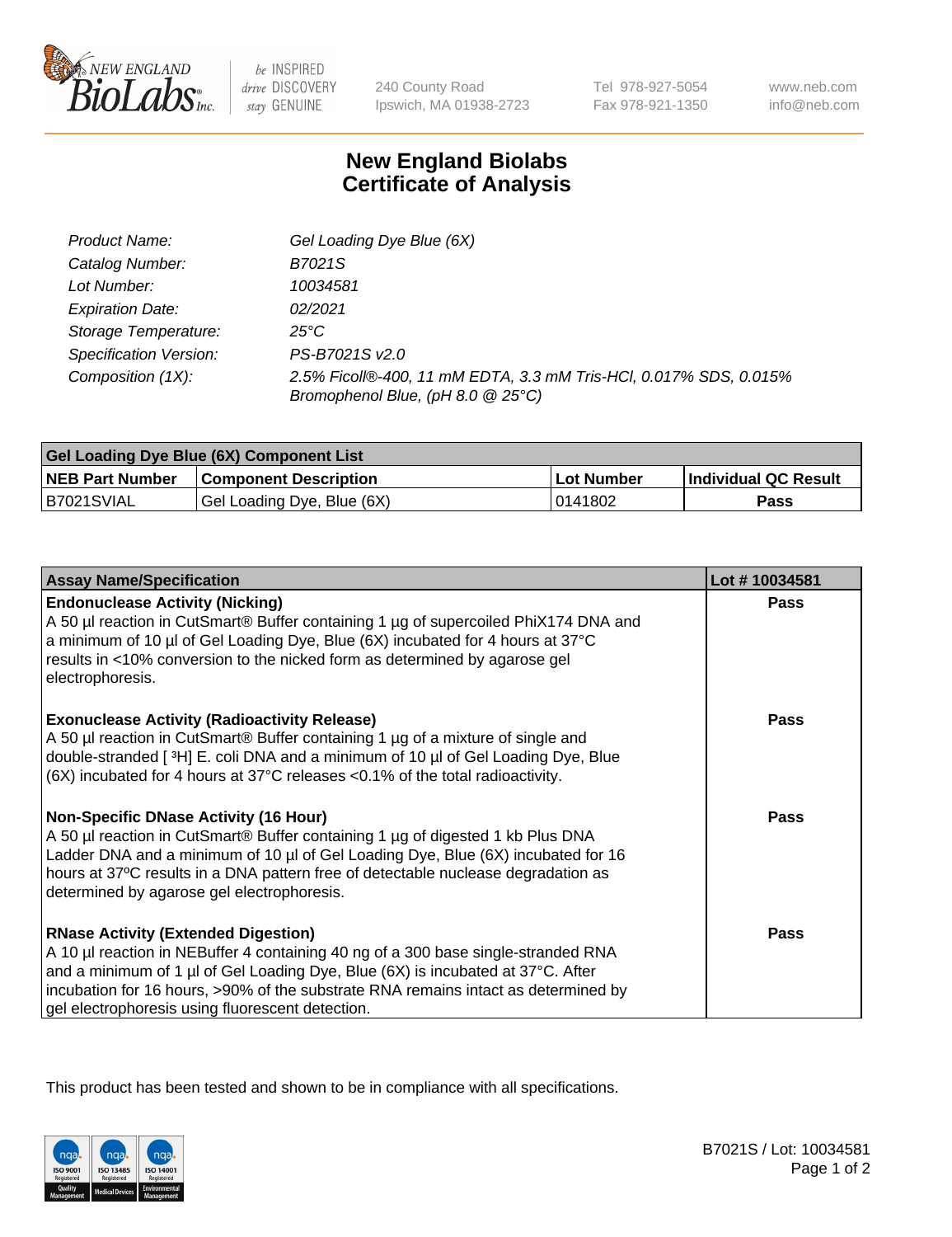New England BioLabs Inc. — be INSPIRED drive DISCOVERY stay GENUINE

240 County Road
Ipswich, MA 01938-2723

Tel 978-927-5054
Fax 978-921-1350

www.neb.com
info@neb.com

# New England Biolabs
# Certificate of Analysis

| | |
|---|---|
| *Product Name:* | *Gel Loading Dye Blue (6X)* |
| *Catalog Number:* | *B7021S* |
| *Lot Number:* | *10034581* |
| *Expiration Date:* | *02/2021* |
| *Storage Temperature:* | *25°C* |
| *Specification Version:* | *PS-B7021S v2.0* |
| *Composition (1X):* | *2.5% Ficoll®-400, 11 mM EDTA, 3.3 mM Tris-HCl, 0.017% SDS, 0.015% Bromophenol Blue, (pH 8.0 @ 25°C)* |

| Gel Loading Dye Blue (6X) Component List | | | |
|---|---|---|---|
| **NEB Part Number** | **Component Description** | **Lot Number** | **Individual QC Result** |
| B7021SVIAL | Gel Loading Dye, Blue (6X) | 0141802 | **Pass** |

| Assay Name/Specification | Lot # 10034581 |
|---|---|
| **Endonuclease Activity (Nicking)**<br>A 50 µl reaction in CutSmart® Buffer containing 1 µg of supercoiled PhiX174 DNA and a minimum of 10 µl of Gel Loading Dye, Blue (6X) incubated for 4 hours at 37°C results in <10% conversion to the nicked form as determined by agarose gel electrophoresis. | **Pass** |
| **Exonuclease Activity (Radioactivity Release)**<br>A 50 µl reaction in CutSmart® Buffer containing 1 µg of a mixture of single and double-stranded [ $^3$H] E. coli DNA and a minimum of 10 µl of Gel Loading Dye, Blue (6X) incubated for 4 hours at 37°C releases <0.1% of the total radioactivity. | **Pass** |
| **Non-Specific DNase Activity (16 Hour)**<br>A 50 µl reaction in CutSmart® Buffer containing 1 µg of digested 1 kb Plus DNA Ladder DNA and a minimum of 10 µl of Gel Loading Dye, Blue (6X) incubated for 16 hours at 37ºC results in a DNA pattern free of detectable nuclease degradation as determined by agarose gel electrophoresis. | **Pass** |
| **RNase Activity (Extended Digestion)**<br>A 10 µl reaction in NEBuffer 4 containing 40 ng of a 300 base single-stranded RNA and a minimum of 1 µl of Gel Loading Dye, Blue (6X) is incubated at 37°C. After incubation for 16 hours, >90% of the substrate RNA remains intact as determined by gel electrophoresis using fluorescent detection. | **Pass** |

This product has been tested and shown to be in compliance with all specifications.

B7021S / Lot: 10034581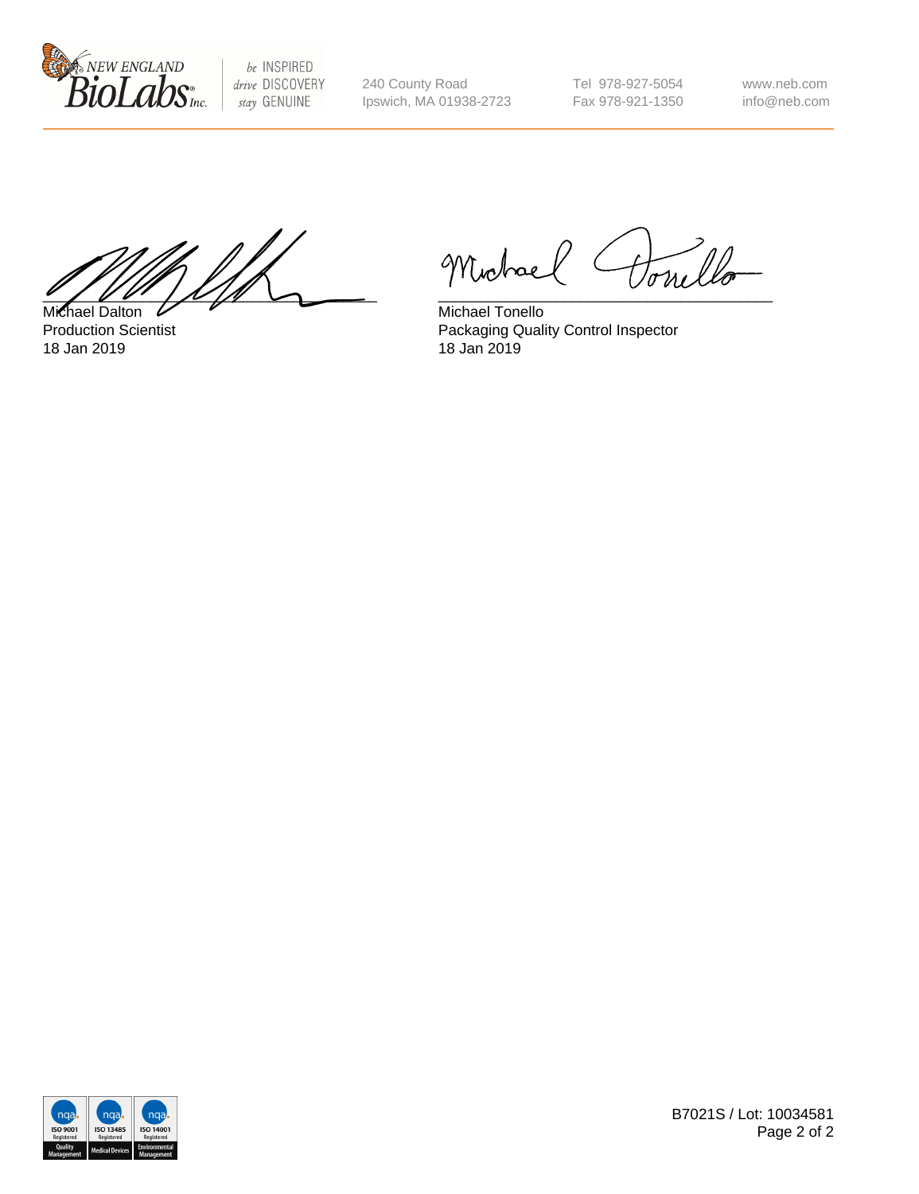NEW ENGLAND BioLabs Inc. — be INSPIRED drive DISCOVERY stay GENUINE

240 County Road
Ipswich, MA 01938-2723

Tel 978-927-5054
Fax 978-921-1350

www.neb.com
info@neb.com

Michael Dalton
Production Scientist
18 Jan 2019

Michael Tonello
Packaging Quality Control Inspector
18 Jan 2019

nqa ISO 9001 Registered Quality Management | nqa ISO 13485 Registered Medical Devices | nqa ISO 14001 Registered Environmental Management

B7021S / Lot: 10034581